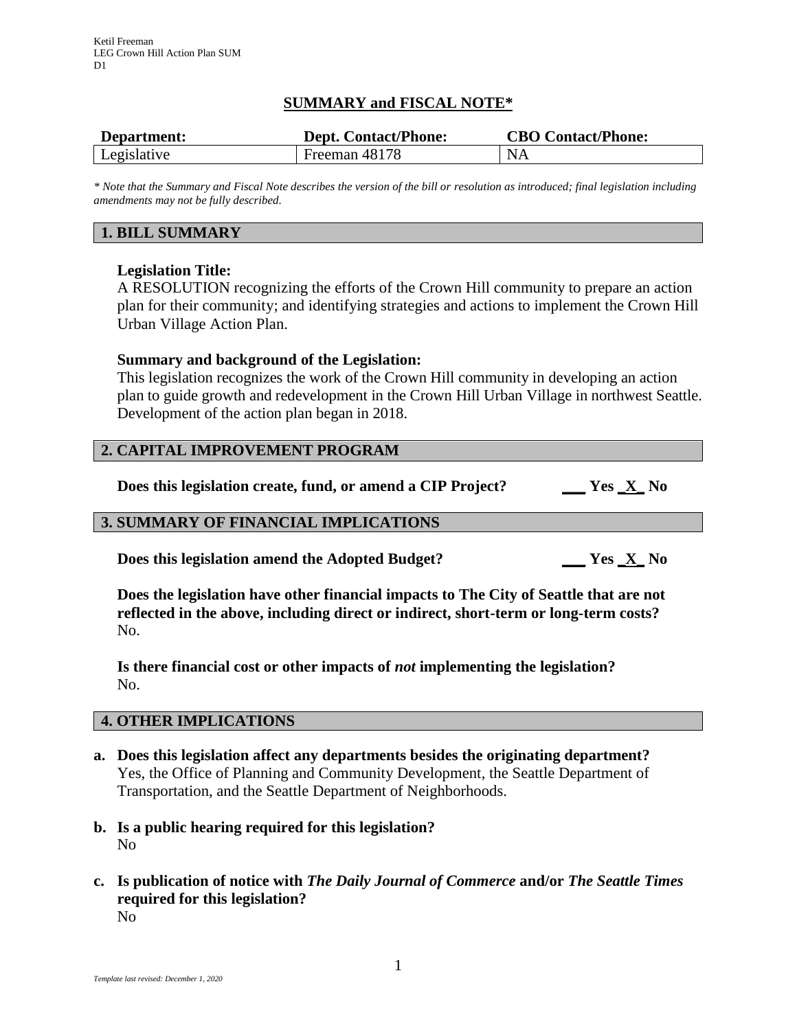Ketil Freeman
LEG Crown Hill Action Plan SUM
D1

# SUMMARY and FISCAL NOTE*

| Department: | Dept. Contact/Phone: | CBO Contact/Phone: |
| --- | --- | --- |
| Legislative | Freeman 48178 | NA |

*\* Note that the Summary and Fiscal Note describes the version of the bill or resolution as introduced; final legislation including amendments may not be fully described.*

## 1. BILL SUMMARY

**Legislation Title:**
A RESOLUTION recognizing the efforts of the Crown Hill community to prepare an action plan for their community; and identifying strategies and actions to implement the Crown Hill Urban Village Action Plan.

**Summary and background of the Legislation:**
This legislation recognizes the work of the Crown Hill community in developing an action plan to guide growth and redevelopment in the Crown Hill Urban Village in northwest Seattle. Development of the action plan began in 2018.

## 2. CAPITAL IMPROVEMENT PROGRAM

**Does this legislation create, fund, or amend a CIP Project?** ___ Yes _X_ No

## 3. SUMMARY OF FINANCIAL IMPLICATIONS

**Does this legislation amend the Adopted Budget?** ___ Yes _X_ No

**Does the legislation have other financial impacts to The City of Seattle that are not reflected in the above, including direct or indirect, short-term or long-term costs?**
No.

**Is there financial cost or other impacts of *not* implementing the legislation?**
No.

## 4. OTHER IMPLICATIONS

**a. Does this legislation affect any departments besides the originating department?**
Yes, the Office of Planning and Community Development, the Seattle Department of Transportation, and the Seattle Department of Neighborhoods.

**b. Is a public hearing required for this legislation?**
No

**c. Is publication of notice with *The Daily Journal of Commerce* and/or *The Seattle Times* required for this legislation?**
No

*Template last revised: December 1, 2020*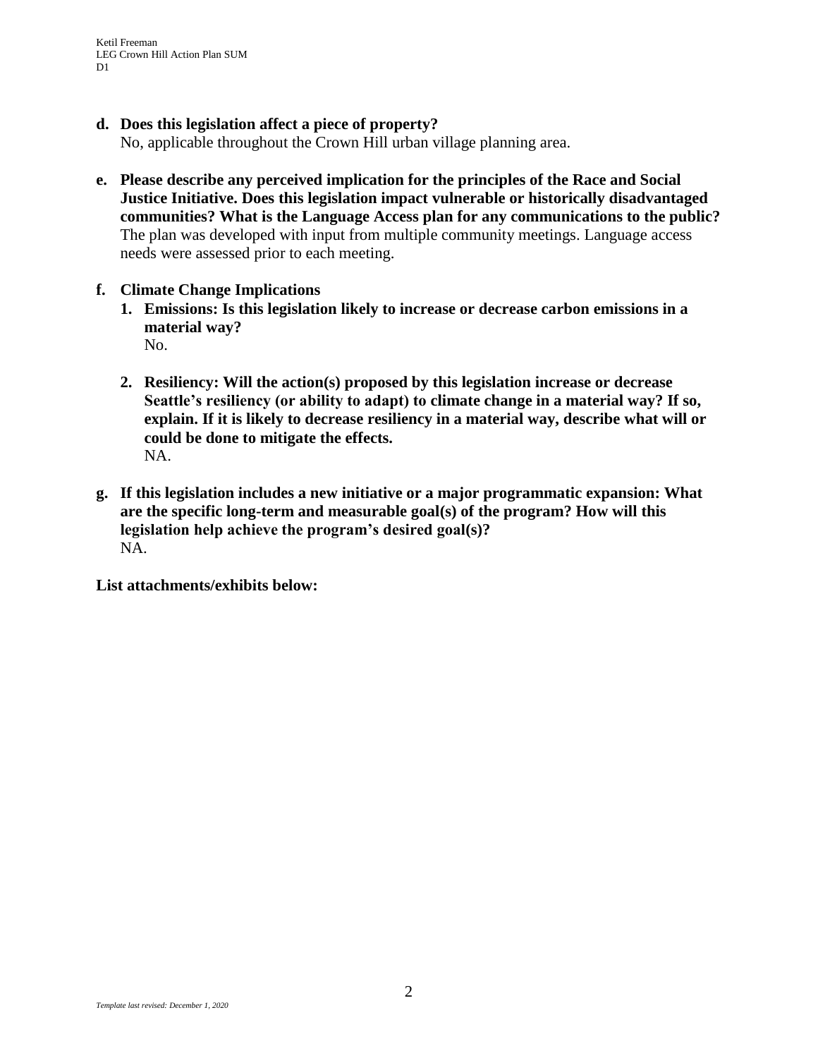**d. Does this legislation affect a piece of property?**
No, applicable throughout the Crown Hill urban village planning area.

**e. Please describe any perceived implication for the principles of the Race and Social Justice Initiative. Does this legislation impact vulnerable or historically disadvantaged communities? What is the Language Access plan for any communications to the public?**
The plan was developed with input from multiple community meetings. Language access needs were assessed prior to each meeting.

**f. Climate Change Implications**

1. **Emissions: Is this legislation likely to increase or decrease carbon emissions in a material way?**
   No.

2. **Resiliency: Will the action(s) proposed by this legislation increase or decrease Seattle's resiliency (or ability to adapt) to climate change in a material way? If so, explain. If it is likely to decrease resiliency in a material way, describe what will or could be done to mitigate the effects.**
   NA.

**g. If this legislation includes a new initiative or a major programmatic expansion: What are the specific long-term and measurable goal(s) of the program? How will this legislation help achieve the program's desired goal(s)?**
NA.

**List attachments/exhibits below:**